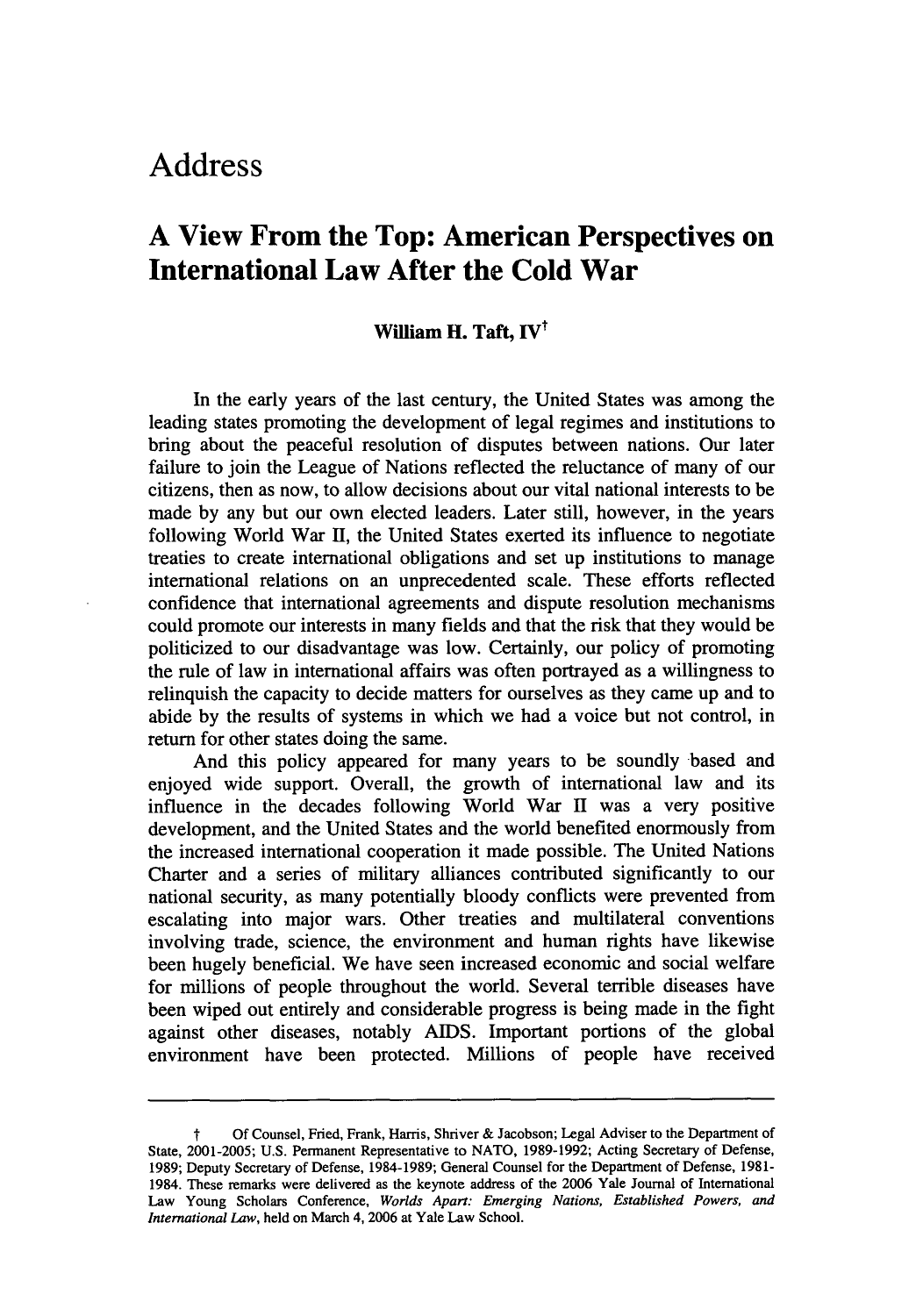# Address

## A View From the Top: American Perspectives on International Law After the Cold War

**William H. Taft, IV**[†]

In the early years of the last century, the United States was among the leading states promoting the development of legal regimes and institutions to bring about the peaceful resolution of disputes between nations. Our later failure to join the League of Nations reflected the reluctance of many of our citizens, then as now, to allow decisions about our vital national interests to be made by any but our own elected leaders. Later still, however, in the years following World War II, the United States exerted its influence to negotiate treaties to create international obligations and set up institutions to manage international relations on an unprecedented scale. These efforts reflected confidence that international agreements and dispute resolution mechanisms could promote our interests in many fields and that the risk that they would be politicized to our disadvantage was low. Certainly, our policy of promoting the rule of law in international affairs was often portrayed as a willingness to relinquish the capacity to decide matters for ourselves as they came up and to abide by the results of systems in which we had a voice but not control, in return for other states doing the same.

And this policy appeared for many years to be soundly based and enjoyed wide support. Overall, the growth of international law and its influence in the decades following World War II was a very positive development, and the United States and the world benefited enormously from the increased international cooperation it made possible. The United Nations Charter and a series of military alliances contributed significantly to our national security, as many potentially bloody conflicts were prevented from escalating into major wars. Other treaties and multilateral conventions involving trade, science, the environment and human rights have likewise been hugely beneficial. We have seen increased economic and social welfare for millions of people throughout the world. Several terrible diseases have been wiped out entirely and considerable progress is being made in the fight against other diseases, notably AIDS. Important portions of the global environment have been protected. Millions of people have received

---

† Of Counsel, Fried, Frank, Harris, Shriver & Jacobson; Legal Adviser to the Department of State, 2001-2005; U.S. Permanent Representative to NATO, 1989-1992; Acting Secretary of Defense, 1989; Deputy Secretary of Defense, 1984-1989; General Counsel for the Department of Defense, 1981-1984. These remarks were delivered as the keynote address of the 2006 Yale Journal of International Law Young Scholars Conference, *Worlds Apart: Emerging Nations, Established Powers, and International Law*, held on March 4, 2006 at Yale Law School.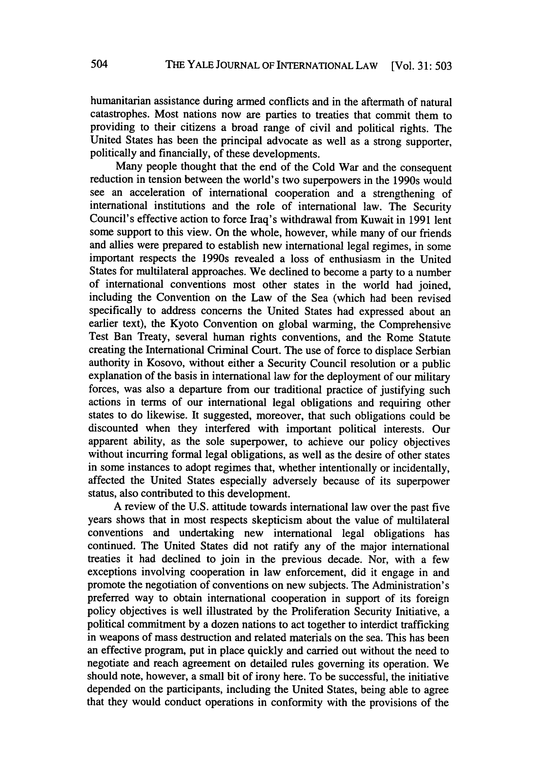humanitarian assistance during armed conflicts and in the aftermath of natural catastrophes. Most nations now are parties to treaties that commit them to providing to their citizens a broad range of civil and political rights. The United States has been the principal advocate as well as a strong supporter, politically and financially, of these developments.

Many people thought that the end of the Cold War and the consequent reduction in tension between the world's two superpowers in the 1990s would see an acceleration of international cooperation and a strengthening of international institutions and the role of international law. The Security Council's effective action to force Iraq's withdrawal from Kuwait in 1991 lent some support to this view. On the whole, however, while many of our friends and allies were prepared to establish new international legal regimes, in some important respects the 1990s revealed a loss of enthusiasm in the United States for multilateral approaches. We declined to become a party to a number of international conventions most other states in the world had joined, including the Convention on the Law of the Sea (which had been revised specifically to address concerns the United States had expressed about an earlier text), the Kyoto Convention on global warming, the Comprehensive Test Ban Treaty, several human rights conventions, and the Rome Statute creating the International Criminal Court. The use of force to displace Serbian authority in Kosovo, without either a Security Council resolution or a public explanation of the basis in international law for the deployment of our military forces, was also a departure from our traditional practice of justifying such actions in terms of our international legal obligations and requiring other states to do likewise. It suggested, moreover, that such obligations could be discounted when they interfered with important political interests. Our apparent ability, as the sole superpower, to achieve our policy objectives without incurring formal legal obligations, as well as the desire of other states in some instances to adopt regimes that, whether intentionally or incidentally, affected the United States especially adversely because of its superpower status, also contributed to this development.

A review of the U.S. attitude towards international law over the past five years shows that in most respects skepticism about the value of multilateral conventions and undertaking new international legal obligations has continued. The United States did not ratify any of the major international treaties it had declined to join in the previous decade. Nor, with a few exceptions involving cooperation in law enforcement, did it engage in and promote the negotiation of conventions on new subjects. The Administration's preferred way to obtain international cooperation in support of its foreign policy objectives is well illustrated by the Proliferation Security Initiative, a political commitment by a dozen nations to act together to interdict trafficking in weapons of mass destruction and related materials on the sea. This has been an effective program, put in place quickly and carried out without the need to negotiate and reach agreement on detailed rules governing its operation. We should note, however, a small bit of irony here. To be successful, the initiative depended on the participants, including the United States, being able to agree that they would conduct operations in conformity with the provisions of the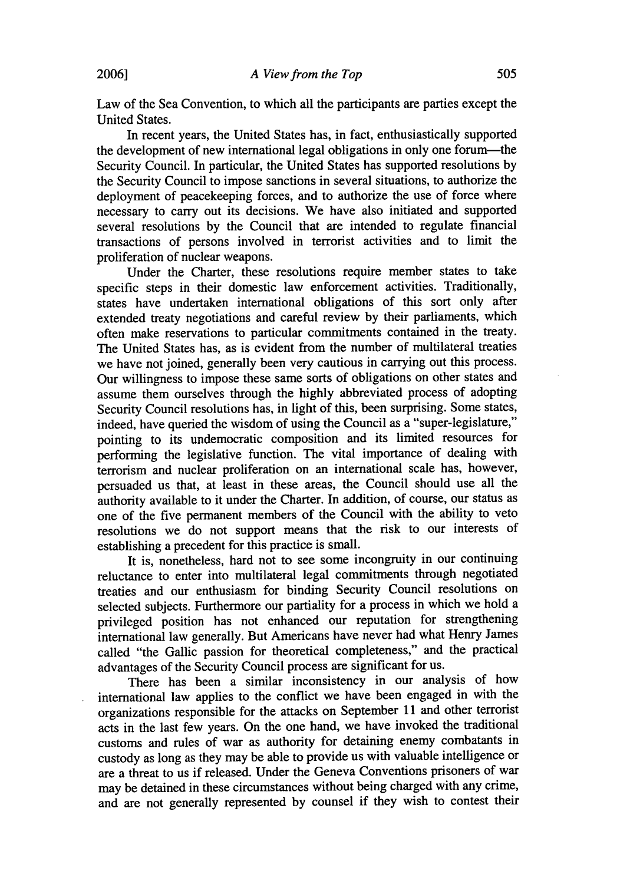Law of the Sea Convention, to which all the participants are parties except the United States.

In recent years, the United States has, in fact, enthusiastically supported the development of new international legal obligations in only one forum—the Security Council. In particular, the United States has supported resolutions by the Security Council to impose sanctions in several situations, to authorize the deployment of peacekeeping forces, and to authorize the use of force where necessary to carry out its decisions. We have also initiated and supported several resolutions by the Council that are intended to regulate financial transactions of persons involved in terrorist activities and to limit the proliferation of nuclear weapons.

Under the Charter, these resolutions require member states to take specific steps in their domestic law enforcement activities. Traditionally, states have undertaken international obligations of this sort only after extended treaty negotiations and careful review by their parliaments, which often make reservations to particular commitments contained in the treaty. The United States has, as is evident from the number of multilateral treaties we have not joined, generally been very cautious in carrying out this process. Our willingness to impose these same sorts of obligations on other states and assume them ourselves through the highly abbreviated process of adopting Security Council resolutions has, in light of this, been surprising. Some states, indeed, have queried the wisdom of using the Council as a "super-legislature," pointing to its undemocratic composition and its limited resources for performing the legislative function. The vital importance of dealing with terrorism and nuclear proliferation on an international scale has, however, persuaded us that, at least in these areas, the Council should use all the authority available to it under the Charter. In addition, of course, our status as one of the five permanent members of the Council with the ability to veto resolutions we do not support means that the risk to our interests of establishing a precedent for this practice is small.

It is, nonetheless, hard not to see some incongruity in our continuing reluctance to enter into multilateral legal commitments through negotiated treaties and our enthusiasm for binding Security Council resolutions on selected subjects. Furthermore our partiality for a process in which we hold a privileged position has not enhanced our reputation for strengthening international law generally. But Americans have never had what Henry James called "the Gallic passion for theoretical completeness," and the practical advantages of the Security Council process are significant for us.

There has been a similar inconsistency in our analysis of how international law applies to the conflict we have been engaged in with the organizations responsible for the attacks on September 11 and other terrorist acts in the last few years. On the one hand, we have invoked the traditional customs and rules of war as authority for detaining enemy combatants in custody as long as they may be able to provide us with valuable intelligence or are a threat to us if released. Under the Geneva Conventions prisoners of war may be detained in these circumstances without being charged with any crime, and are not generally represented by counsel if they wish to contest their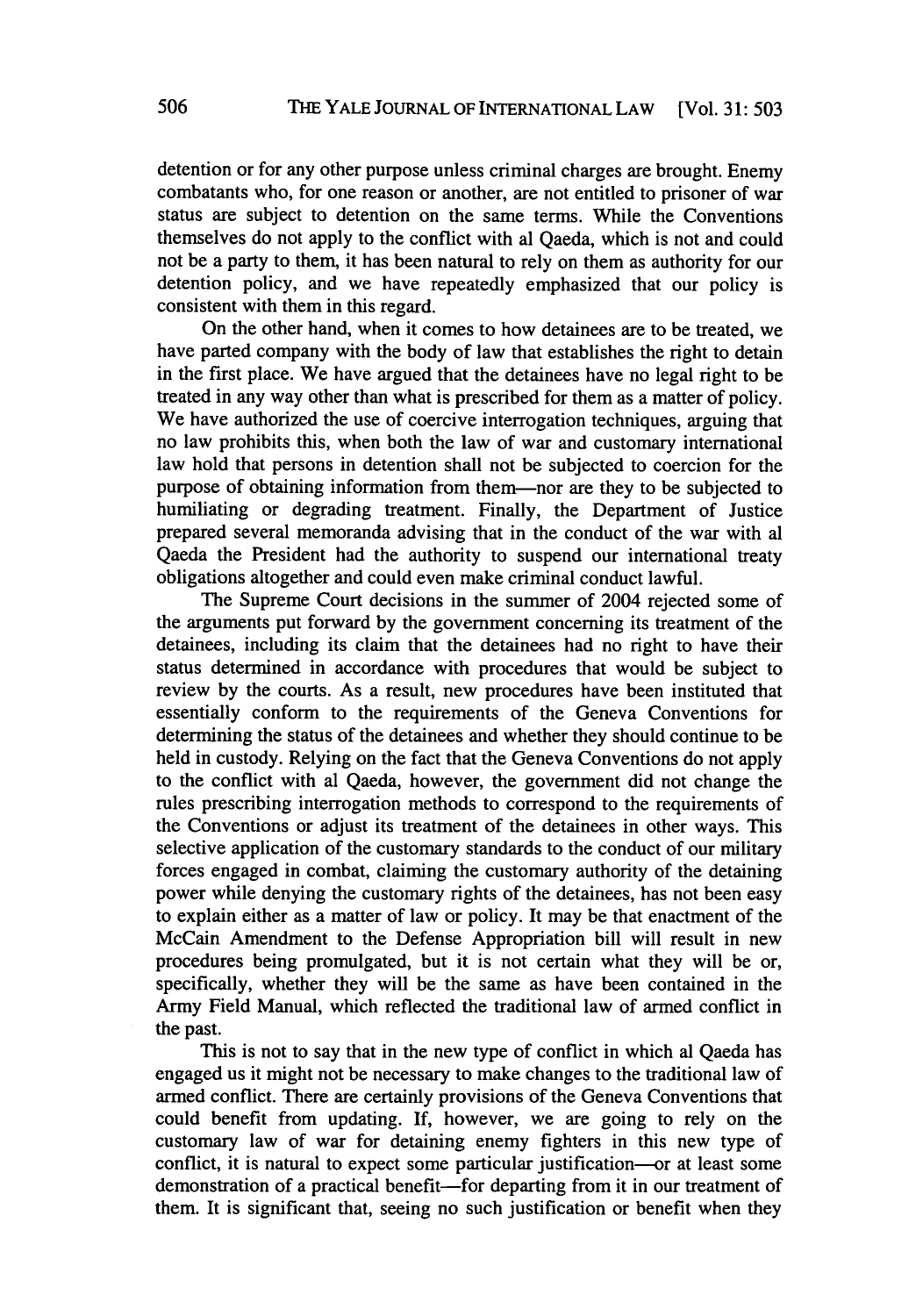detention or for any other purpose unless criminal charges are brought. Enemy combatants who, for one reason or another, are not entitled to prisoner of war status are subject to detention on the same terms. While the Conventions themselves do not apply to the conflict with al Qaeda, which is not and could not be a party to them, it has been natural to rely on them as authority for our detention policy, and we have repeatedly emphasized that our policy is consistent with them in this regard.

On the other hand, when it comes to how detainees are to be treated, we have parted company with the body of law that establishes the right to detain in the first place. We have argued that the detainees have no legal right to be treated in any way other than what is prescribed for them as a matter of policy. We have authorized the use of coercive interrogation techniques, arguing that no law prohibits this, when both the law of war and customary international law hold that persons in detention shall not be subjected to coercion for the purpose of obtaining information from them—nor are they to be subjected to humiliating or degrading treatment. Finally, the Department of Justice prepared several memoranda advising that in the conduct of the war with al Qaeda the President had the authority to suspend our international treaty obligations altogether and could even make criminal conduct lawful.

The Supreme Court decisions in the summer of 2004 rejected some of the arguments put forward by the government concerning its treatment of the detainees, including its claim that the detainees had no right to have their status determined in accordance with procedures that would be subject to review by the courts. As a result, new procedures have been instituted that essentially conform to the requirements of the Geneva Conventions for determining the status of the detainees and whether they should continue to be held in custody. Relying on the fact that the Geneva Conventions do not apply to the conflict with al Qaeda, however, the government did not change the rules prescribing interrogation methods to correspond to the requirements of the Conventions or adjust its treatment of the detainees in other ways. This selective application of the customary standards to the conduct of our military forces engaged in combat, claiming the customary authority of the detaining power while denying the customary rights of the detainees, has not been easy to explain either as a matter of law or policy. It may be that enactment of the McCain Amendment to the Defense Appropriation bill will result in new procedures being promulgated, but it is not certain what they will be or, specifically, whether they will be the same as have been contained in the Army Field Manual, which reflected the traditional law of armed conflict in the past.

This is not to say that in the new type of conflict in which al Qaeda has engaged us it might not be necessary to make changes to the traditional law of armed conflict. There are certainly provisions of the Geneva Conventions that could benefit from updating. If, however, we are going to rely on the customary law of war for detaining enemy fighters in this new type of conflict, it is natural to expect some particular justification—or at least some demonstration of a practical benefit—for departing from it in our treatment of them. It is significant that, seeing no such justification or benefit when they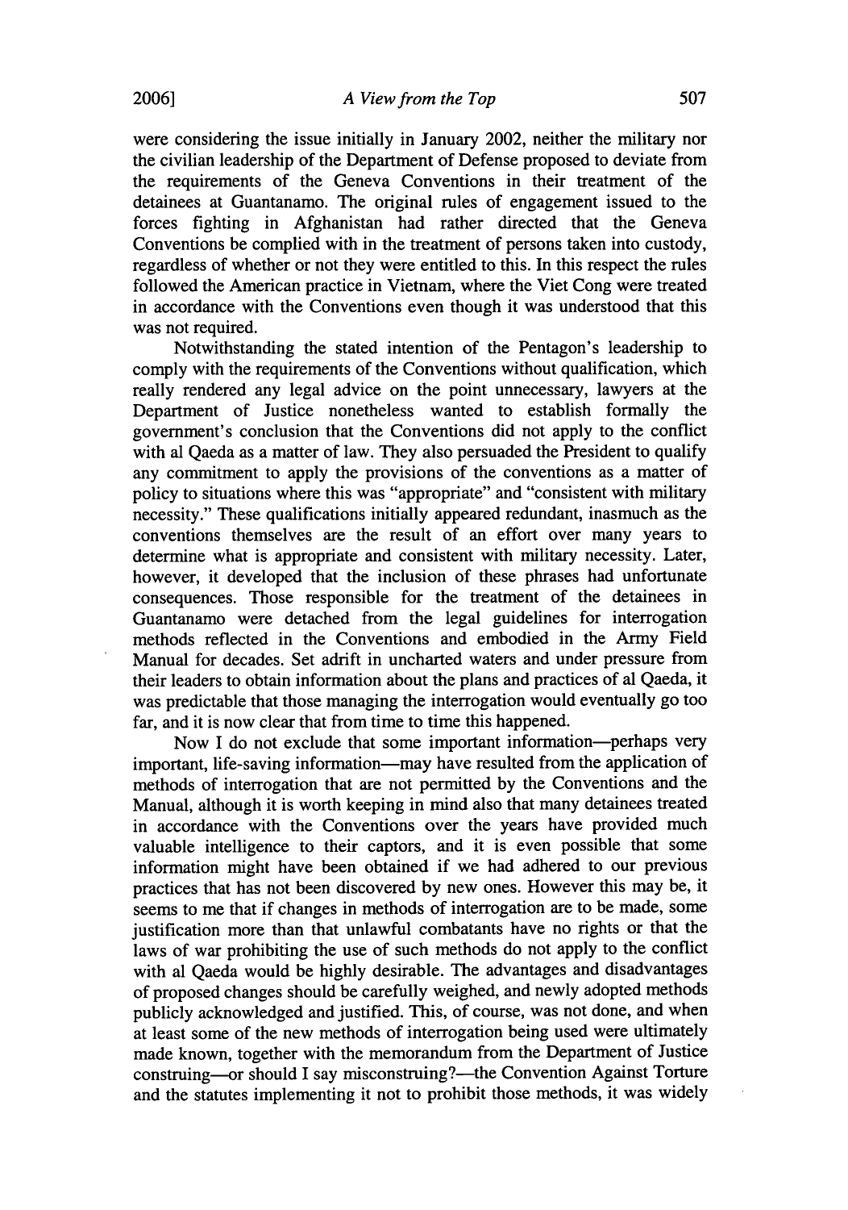were considering the issue initially in January 2002, neither the military nor the civilian leadership of the Department of Defense proposed to deviate from the requirements of the Geneva Conventions in their treatment of the detainees at Guantanamo. The original rules of engagement issued to the forces fighting in Afghanistan had rather directed that the Geneva Conventions be complied with in the treatment of persons taken into custody, regardless of whether or not they were entitled to this. In this respect the rules followed the American practice in Vietnam, where the Viet Cong were treated in accordance with the Conventions even though it was understood that this was not required.

Notwithstanding the stated intention of the Pentagon's leadership to comply with the requirements of the Conventions without qualification, which really rendered any legal advice on the point unnecessary, lawyers at the Department of Justice nonetheless wanted to establish formally the government's conclusion that the Conventions did not apply to the conflict with al Qaeda as a matter of law. They also persuaded the President to qualify any commitment to apply the provisions of the conventions as a matter of policy to situations where this was "appropriate" and "consistent with military necessity." These qualifications initially appeared redundant, inasmuch as the conventions themselves are the result of an effort over many years to determine what is appropriate and consistent with military necessity. Later, however, it developed that the inclusion of these phrases had unfortunate consequences. Those responsible for the treatment of the detainees in Guantanamo were detached from the legal guidelines for interrogation methods reflected in the Conventions and embodied in the Army Field Manual for decades. Set adrift in uncharted waters and under pressure from their leaders to obtain information about the plans and practices of al Qaeda, it was predictable that those managing the interrogation would eventually go too far, and it is now clear that from time to time this happened.

Now I do not exclude that some important information—perhaps very important, life-saving information—may have resulted from the application of methods of interrogation that are not permitted by the Conventions and the Manual, although it is worth keeping in mind also that many detainees treated in accordance with the Conventions over the years have provided much valuable intelligence to their captors, and it is even possible that some information might have been obtained if we had adhered to our previous practices that has not been discovered by new ones. However this may be, it seems to me that if changes in methods of interrogation are to be made, some justification more than that unlawful combatants have no rights or that the laws of war prohibiting the use of such methods do not apply to the conflict with al Qaeda would be highly desirable. The advantages and disadvantages of proposed changes should be carefully weighed, and newly adopted methods publicly acknowledged and justified. This, of course, was not done, and when at least some of the new methods of interrogation being used were ultimately made known, together with the memorandum from the Department of Justice construing—or should I say misconstruing?—the Convention Against Torture and the statutes implementing it not to prohibit those methods, it was widely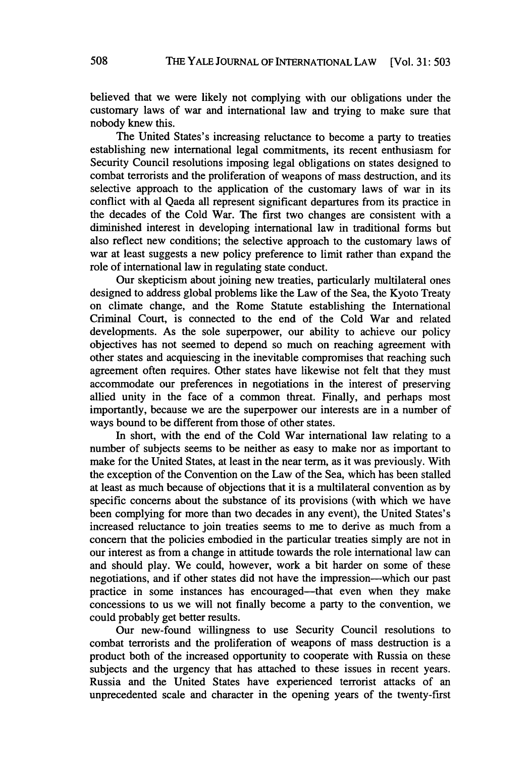believed that we were likely not complying with our obligations under the customary laws of war and international law and trying to make sure that nobody knew this.

The United States's increasing reluctance to become a party to treaties establishing new international legal commitments, its recent enthusiasm for Security Council resolutions imposing legal obligations on states designed to combat terrorists and the proliferation of weapons of mass destruction, and its selective approach to the application of the customary laws of war in its conflict with al Qaeda all represent significant departures from its practice in the decades of the Cold War. The first two changes are consistent with a diminished interest in developing international law in traditional forms but also reflect new conditions; the selective approach to the customary laws of war at least suggests a new policy preference to limit rather than expand the role of international law in regulating state conduct.

Our skepticism about joining new treaties, particularly multilateral ones designed to address global problems like the Law of the Sea, the Kyoto Treaty on climate change, and the Rome Statute establishing the International Criminal Court, is connected to the end of the Cold War and related developments. As the sole superpower, our ability to achieve our policy objectives has not seemed to depend so much on reaching agreement with other states and acquiescing in the inevitable compromises that reaching such agreement often requires. Other states have likewise not felt that they must accommodate our preferences in negotiations in the interest of preserving allied unity in the face of a common threat. Finally, and perhaps most importantly, because we are the superpower our interests are in a number of ways bound to be different from those of other states.

In short, with the end of the Cold War international law relating to a number of subjects seems to be neither as easy to make nor as important to make for the United States, at least in the near term, as it was previously. With the exception of the Convention on the Law of the Sea, which has been stalled at least as much because of objections that it is a multilateral convention as by specific concerns about the substance of its provisions (with which we have been complying for more than two decades in any event), the United States's increased reluctance to join treaties seems to me to derive as much from a concern that the policies embodied in the particular treaties simply are not in our interest as from a change in attitude towards the role international law can and should play. We could, however, work a bit harder on some of these negotiations, and if other states did not have the impression—which our past practice in some instances has encouraged—that even when they make concessions to us we will not finally become a party to the convention, we could probably get better results.

Our new-found willingness to use Security Council resolutions to combat terrorists and the proliferation of weapons of mass destruction is a product both of the increased opportunity to cooperate with Russia on these subjects and the urgency that has attached to these issues in recent years. Russia and the United States have experienced terrorist attacks of an unprecedented scale and character in the opening years of the twenty-first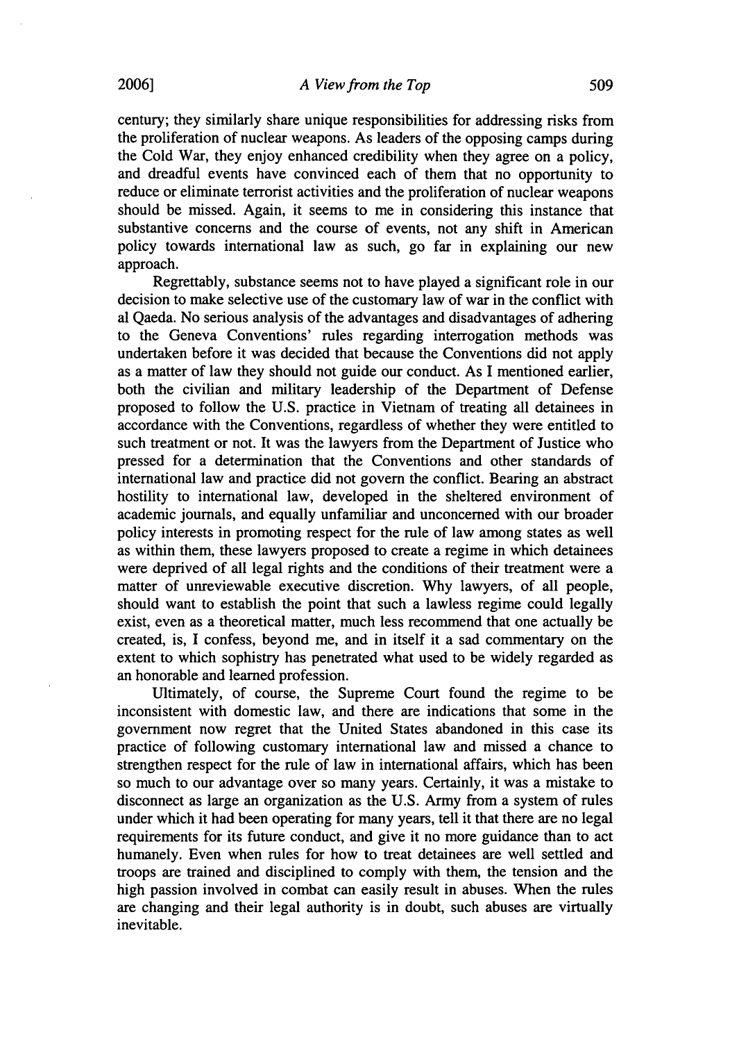century; they similarly share unique responsibilities for addressing risks from the proliferation of nuclear weapons. As leaders of the opposing camps during the Cold War, they enjoy enhanced credibility when they agree on a policy, and dreadful events have convinced each of them that no opportunity to reduce or eliminate terrorist activities and the proliferation of nuclear weapons should be missed. Again, it seems to me in considering this instance that substantive concerns and the course of events, not any shift in American policy towards international law as such, go far in explaining our new approach.

Regrettably, substance seems not to have played a significant role in our decision to make selective use of the customary law of war in the conflict with al Qaeda. No serious analysis of the advantages and disadvantages of adhering to the Geneva Conventions' rules regarding interrogation methods was undertaken before it was decided that because the Conventions did not apply as a matter of law they should not guide our conduct. As I mentioned earlier, both the civilian and military leadership of the Department of Defense proposed to follow the U.S. practice in Vietnam of treating all detainees in accordance with the Conventions, regardless of whether they were entitled to such treatment or not. It was the lawyers from the Department of Justice who pressed for a determination that the Conventions and other standards of international law and practice did not govern the conflict. Bearing an abstract hostility to international law, developed in the sheltered environment of academic journals, and equally unfamiliar and unconcerned with our broader policy interests in promoting respect for the rule of law among states as well as within them, these lawyers proposed to create a regime in which detainees were deprived of all legal rights and the conditions of their treatment were a matter of unreviewable executive discretion. Why lawyers, of all people, should want to establish the point that such a lawless regime could legally exist, even as a theoretical matter, much less recommend that one actually be created, is, I confess, beyond me, and in itself it a sad commentary on the extent to which sophistry has penetrated what used to be widely regarded as an honorable and learned profession.

Ultimately, of course, the Supreme Court found the regime to be inconsistent with domestic law, and there are indications that some in the government now regret that the United States abandoned in this case its practice of following customary international law and missed a chance to strengthen respect for the rule of law in international affairs, which has been so much to our advantage over so many years. Certainly, it was a mistake to disconnect as large an organization as the U.S. Army from a system of rules under which it had been operating for many years, tell it that there are no legal requirements for its future conduct, and give it no more guidance than to act humanely. Even when rules for how to treat detainees are well settled and troops are trained and disciplined to comply with them, the tension and the high passion involved in combat can easily result in abuses. When the rules are changing and their legal authority is in doubt, such abuses are virtually inevitable.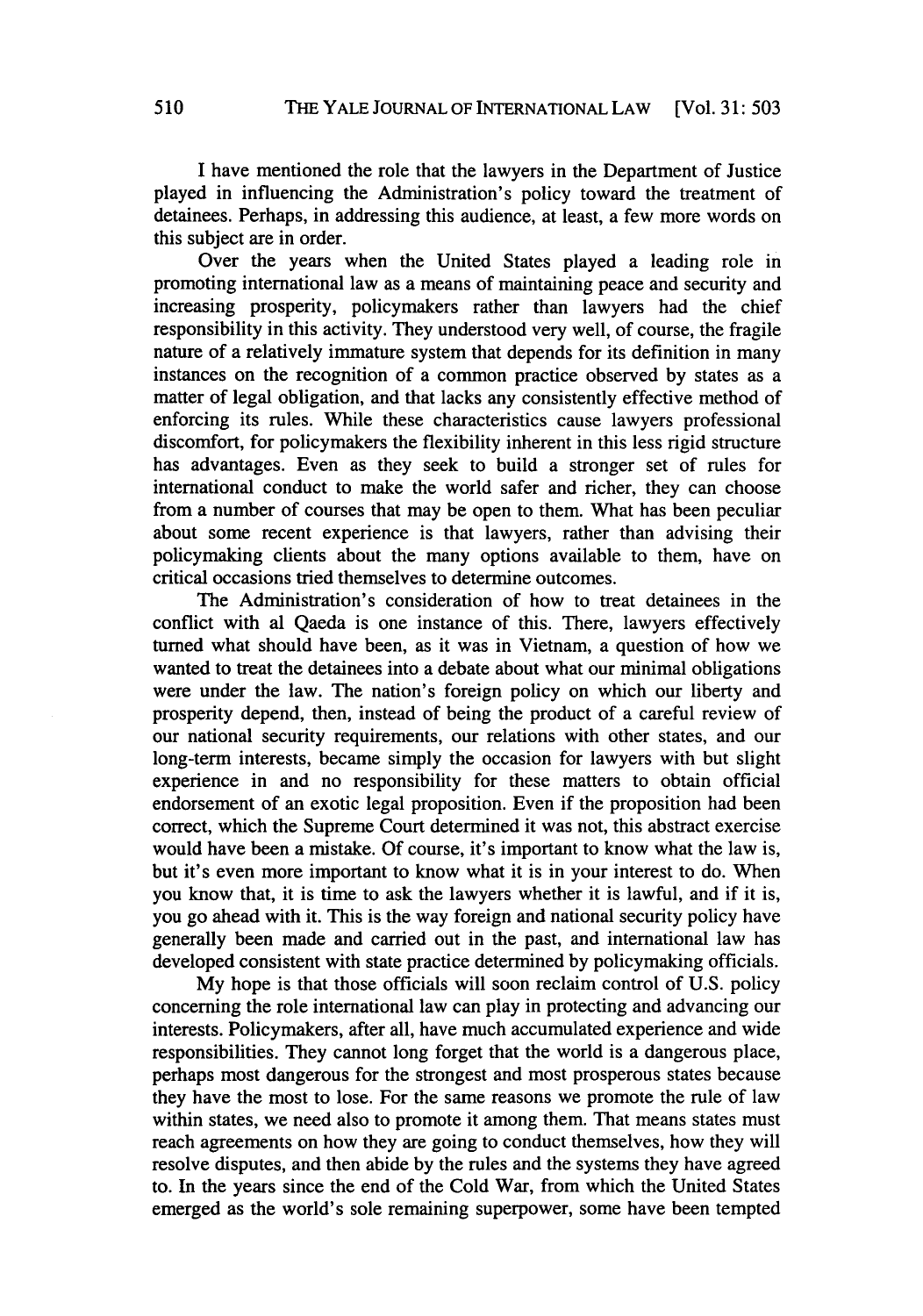I have mentioned the role that the lawyers in the Department of Justice played in influencing the Administration's policy toward the treatment of detainees. Perhaps, in addressing this audience, at least, a few more words on this subject are in order.

Over the years when the United States played a leading role in promoting international law as a means of maintaining peace and security and increasing prosperity, policymakers rather than lawyers had the chief responsibility in this activity. They understood very well, of course, the fragile nature of a relatively immature system that depends for its definition in many instances on the recognition of a common practice observed by states as a matter of legal obligation, and that lacks any consistently effective method of enforcing its rules. While these characteristics cause lawyers professional discomfort, for policymakers the flexibility inherent in this less rigid structure has advantages. Even as they seek to build a stronger set of rules for international conduct to make the world safer and richer, they can choose from a number of courses that may be open to them. What has been peculiar about some recent experience is that lawyers, rather than advising their policymaking clients about the many options available to them, have on critical occasions tried themselves to determine outcomes.

The Administration's consideration of how to treat detainees in the conflict with al Qaeda is one instance of this. There, lawyers effectively turned what should have been, as it was in Vietnam, a question of how we wanted to treat the detainees into a debate about what our minimal obligations were under the law. The nation's foreign policy on which our liberty and prosperity depend, then, instead of being the product of a careful review of our national security requirements, our relations with other states, and our long-term interests, became simply the occasion for lawyers with but slight experience in and no responsibility for these matters to obtain official endorsement of an exotic legal proposition. Even if the proposition had been correct, which the Supreme Court determined it was not, this abstract exercise would have been a mistake. Of course, it's important to know what the law is, but it's even more important to know what it is in your interest to do. When you know that, it is time to ask the lawyers whether it is lawful, and if it is, you go ahead with it. This is the way foreign and national security policy have generally been made and carried out in the past, and international law has developed consistent with state practice determined by policymaking officials.

My hope is that those officials will soon reclaim control of U.S. policy concerning the role international law can play in protecting and advancing our interests. Policymakers, after all, have much accumulated experience and wide responsibilities. They cannot long forget that the world is a dangerous place, perhaps most dangerous for the strongest and most prosperous states because they have the most to lose. For the same reasons we promote the rule of law within states, we need also to promote it among them. That means states must reach agreements on how they are going to conduct themselves, how they will resolve disputes, and then abide by the rules and the systems they have agreed to. In the years since the end of the Cold War, from which the United States emerged as the world's sole remaining superpower, some have been tempted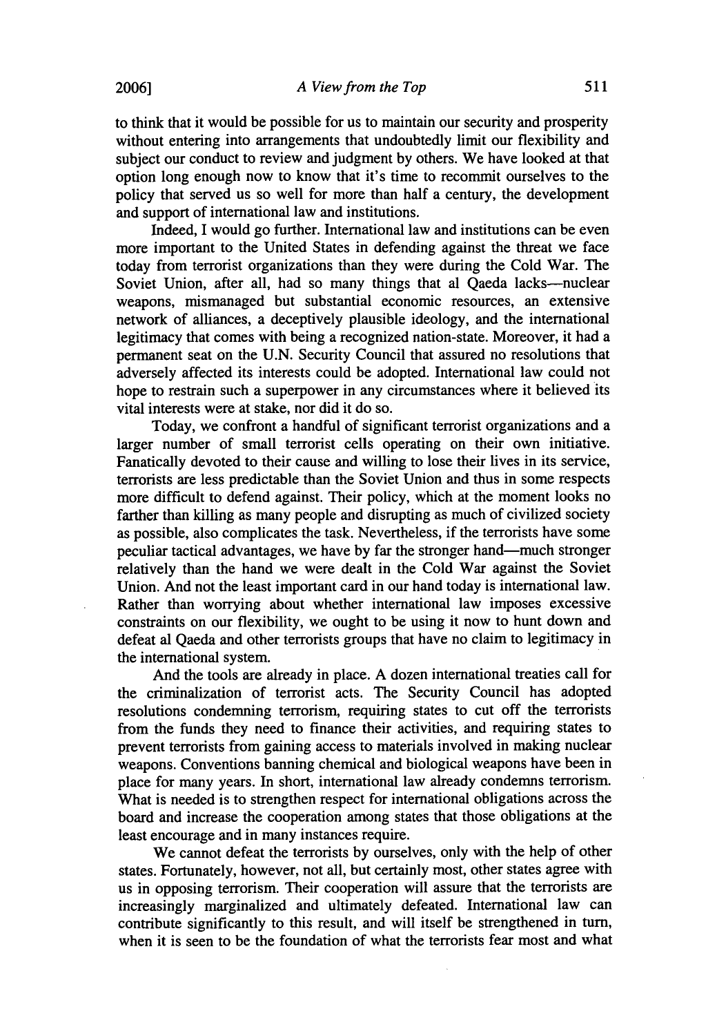to think that it would be possible for us to maintain our security and prosperity without entering into arrangements that undoubtedly limit our flexibility and subject our conduct to review and judgment by others. We have looked at that option long enough now to know that it's time to recommit ourselves to the policy that served us so well for more than half a century, the development and support of international law and institutions.

Indeed, I would go further. International law and institutions can be even more important to the United States in defending against the threat we face today from terrorist organizations than they were during the Cold War. The Soviet Union, after all, had so many things that al Qaeda lacks—nuclear weapons, mismanaged but substantial economic resources, an extensive network of alliances, a deceptively plausible ideology, and the international legitimacy that comes with being a recognized nation-state. Moreover, it had a permanent seat on the U.N. Security Council that assured no resolutions that adversely affected its interests could be adopted. International law could not hope to restrain such a superpower in any circumstances where it believed its vital interests were at stake, nor did it do so.

Today, we confront a handful of significant terrorist organizations and a larger number of small terrorist cells operating on their own initiative. Fanatically devoted to their cause and willing to lose their lives in its service, terrorists are less predictable than the Soviet Union and thus in some respects more difficult to defend against. Their policy, which at the moment looks no farther than killing as many people and disrupting as much of civilized society as possible, also complicates the task. Nevertheless, if the terrorists have some peculiar tactical advantages, we have by far the stronger hand—much stronger relatively than the hand we were dealt in the Cold War against the Soviet Union. And not the least important card in our hand today is international law. Rather than worrying about whether international law imposes excessive constraints on our flexibility, we ought to be using it now to hunt down and defeat al Qaeda and other terrorists groups that have no claim to legitimacy in the international system.

And the tools are already in place. A dozen international treaties call for the criminalization of terrorist acts. The Security Council has adopted resolutions condemning terrorism, requiring states to cut off the terrorists from the funds they need to finance their activities, and requiring states to prevent terrorists from gaining access to materials involved in making nuclear weapons. Conventions banning chemical and biological weapons have been in place for many years. In short, international law already condemns terrorism. What is needed is to strengthen respect for international obligations across the board and increase the cooperation among states that those obligations at the least encourage and in many instances require.

We cannot defeat the terrorists by ourselves, only with the help of other states. Fortunately, however, not all, but certainly most, other states agree with us in opposing terrorism. Their cooperation will assure that the terrorists are increasingly marginalized and ultimately defeated. International law can contribute significantly to this result, and will itself be strengthened in turn, when it is seen to be the foundation of what the terrorists fear most and what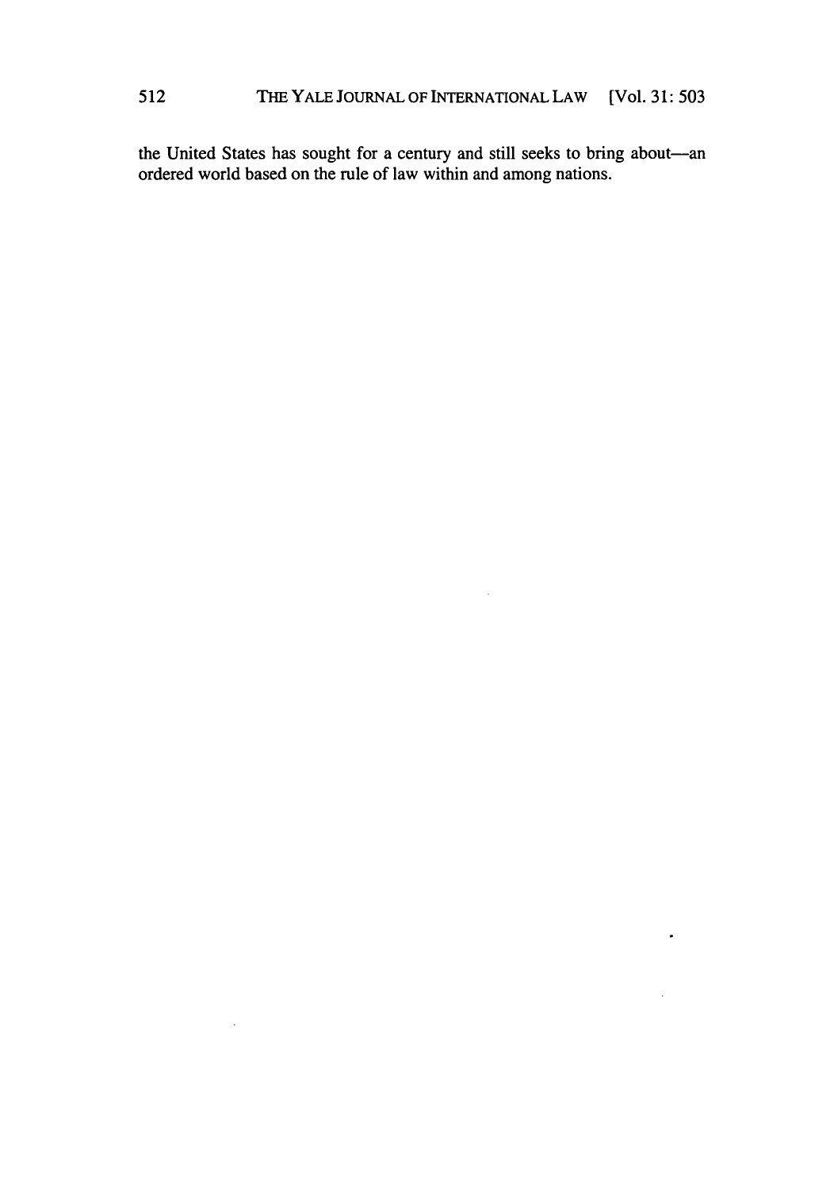the United States has sought for a century and still seeks to bring about—an ordered world based on the rule of law within and among nations.